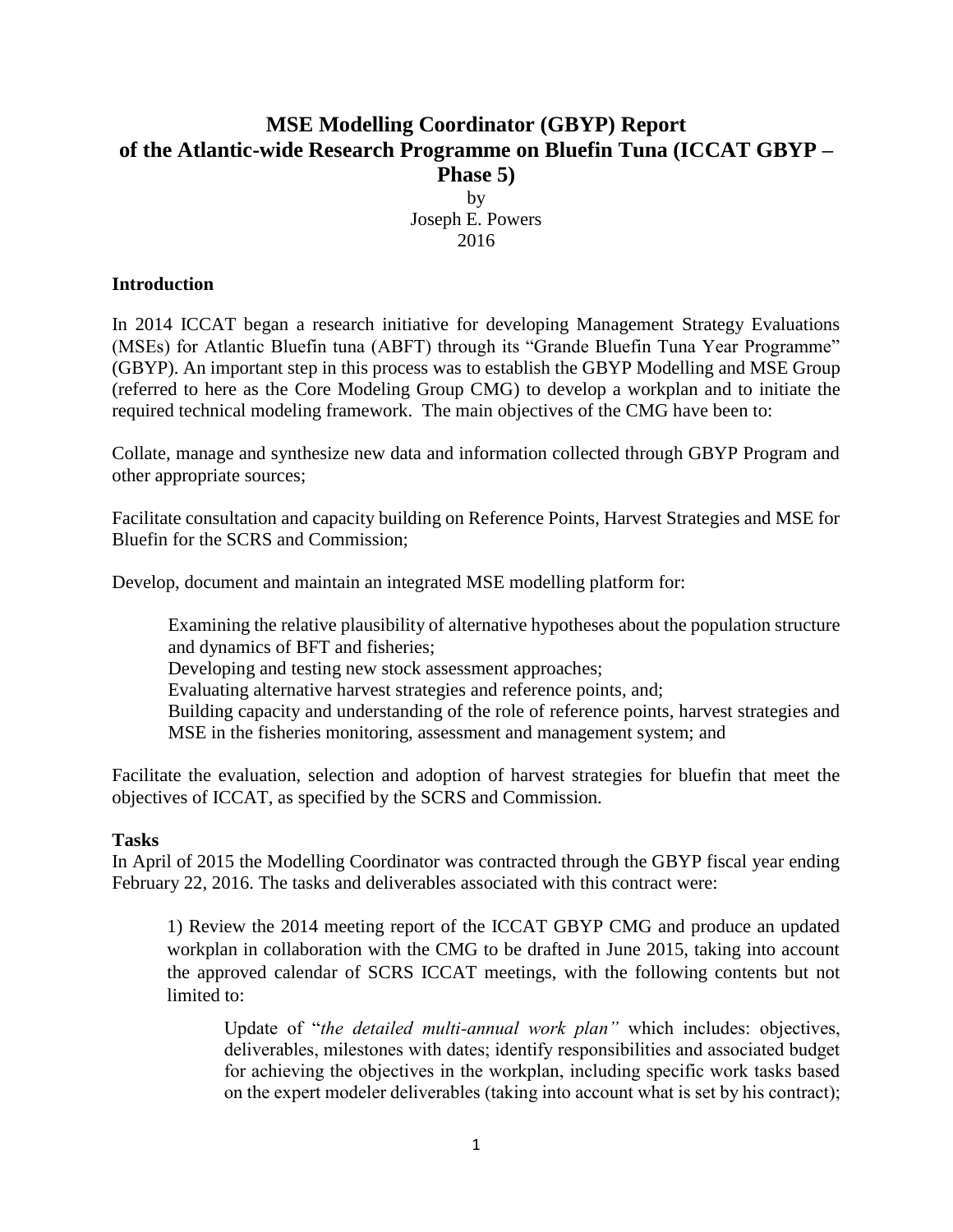# MSE Modelling Coordinator (GBYP) Report of the Atlantic-wide Research Programme on Bluefin Tuna (ICCAT GBYP – Phase 5)

by
Joseph E. Powers
2016

## Introduction

In 2014 ICCAT began a research initiative for developing Management Strategy Evaluations (MSEs) for Atlantic Bluefin tuna (ABFT) through its "Grande Bluefin Tuna Year Programme" (GBYP). An important step in this process was to establish the GBYP Modelling and MSE Group (referred to here as the Core Modeling Group CMG) to develop a workplan and to initiate the required technical modeling framework. The main objectives of the CMG have been to:

Collate, manage and synthesize new data and information collected through GBYP Program and other appropriate sources;

Facilitate consultation and capacity building on Reference Points, Harvest Strategies and MSE for Bluefin for the SCRS and Commission;

Develop, document and maintain an integrated MSE modelling platform for:

> Examining the relative plausibility of alternative hypotheses about the population structure and dynamics of BFT and fisheries;
> Developing and testing new stock assessment approaches;
> Evaluating alternative harvest strategies and reference points, and;
> Building capacity and understanding of the role of reference points, harvest strategies and MSE in the fisheries monitoring, assessment and management system; and

Facilitate the evaluation, selection and adoption of harvest strategies for bluefin that meet the objectives of ICCAT, as specified by the SCRS and Commission.

## Tasks

In April of 2015 the Modelling Coordinator was contracted through the GBYP fiscal year ending February 22, 2016. The tasks and deliverables associated with this contract were:

> 1) Review the 2014 meeting report of the ICCAT GBYP CMG and produce an updated workplan in collaboration with the CMG to be drafted in June 2015, taking into account the approved calendar of SCRS ICCAT meetings, with the following contents but not limited to:
>
> > Update of "*the detailed multi-annual work plan"* which includes: objectives, deliverables, milestones with dates; identify responsibilities and associated budget for achieving the objectives in the workplan, including specific work tasks based on the expert modeler deliverables (taking into account what is set by his contract);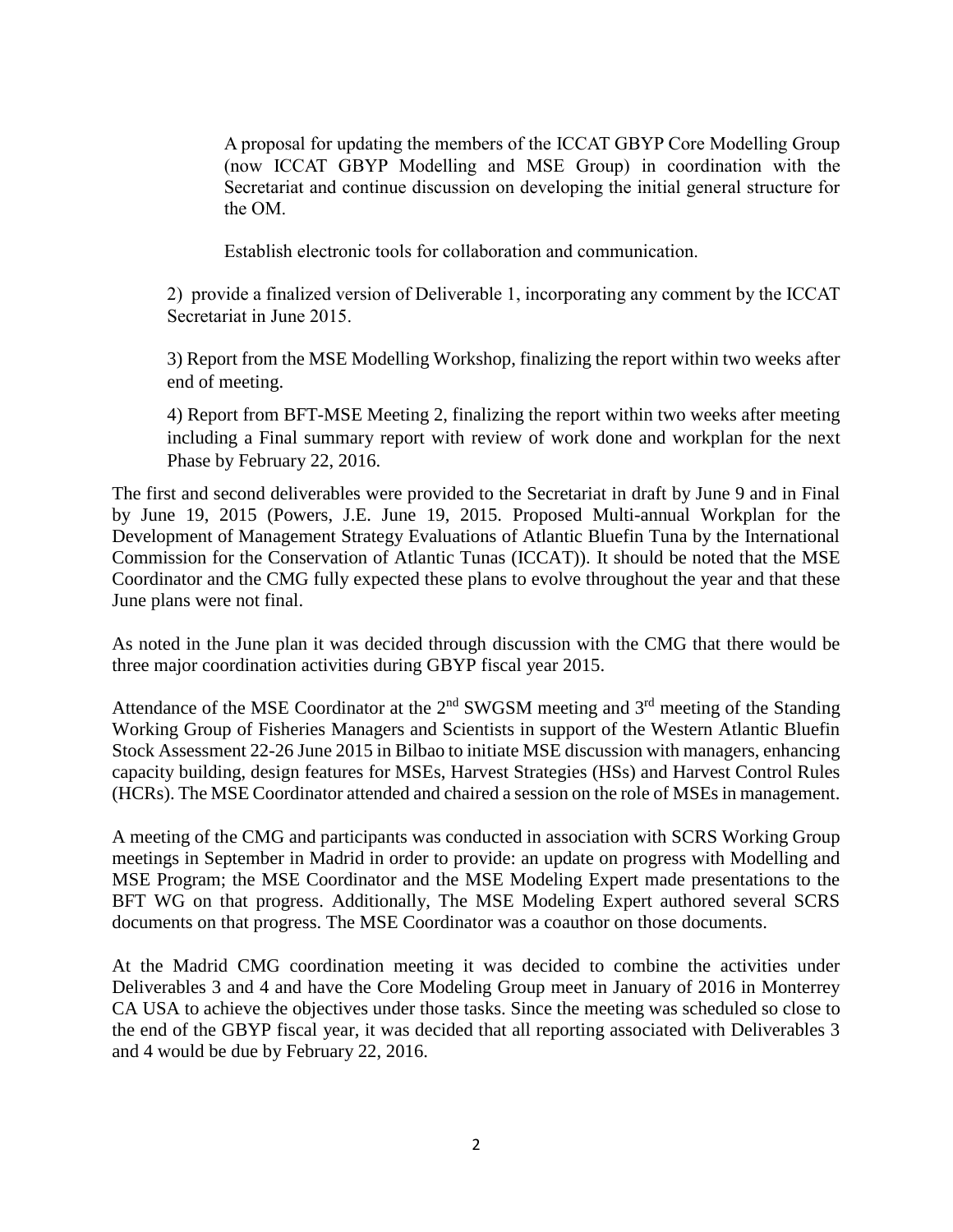A proposal for updating the members of the ICCAT GBYP Core Modelling Group (now ICCAT GBYP Modelling and MSE Group) in coordination with the Secretariat and continue discussion on developing the initial general structure for the OM.

Establish electronic tools for collaboration and communication.

2) provide a finalized version of Deliverable 1, incorporating any comment by the ICCAT Secretariat in June 2015.

3) Report from the MSE Modelling Workshop, finalizing the report within two weeks after end of meeting.

4) Report from BFT-MSE Meeting 2, finalizing the report within two weeks after meeting including a Final summary report with review of work done and workplan for the next Phase by February 22, 2016.

The first and second deliverables were provided to the Secretariat in draft by June 9 and in Final by June 19, 2015 (Powers, J.E. June 19, 2015. Proposed Multi-annual Workplan for the Development of Management Strategy Evaluations of Atlantic Bluefin Tuna by the International Commission for the Conservation of Atlantic Tunas (ICCAT)). It should be noted that the MSE Coordinator and the CMG fully expected these plans to evolve throughout the year and that these June plans were not final.

As noted in the June plan it was decided through discussion with the CMG that there would be three major coordination activities during GBYP fiscal year 2015.

Attendance of the MSE Coordinator at the 2nd SWGSM meeting and 3rd meeting of the Standing Working Group of Fisheries Managers and Scientists in support of the Western Atlantic Bluefin Stock Assessment 22-26 June 2015 in Bilbao to initiate MSE discussion with managers, enhancing capacity building, design features for MSEs, Harvest Strategies (HSs) and Harvest Control Rules (HCRs). The MSE Coordinator attended and chaired a session on the role of MSEs in management.

A meeting of the CMG and participants was conducted in association with SCRS Working Group meetings in September in Madrid in order to provide: an update on progress with Modelling and MSE Program; the MSE Coordinator and the MSE Modeling Expert made presentations to the BFT WG on that progress. Additionally, The MSE Modeling Expert authored several SCRS documents on that progress. The MSE Coordinator was a coauthor on those documents.

At the Madrid CMG coordination meeting it was decided to combine the activities under Deliverables 3 and 4 and have the Core Modeling Group meet in January of 2016 in Monterrey CA USA to achieve the objectives under those tasks. Since the meeting was scheduled so close to the end of the GBYP fiscal year, it was decided that all reporting associated with Deliverables 3 and 4 would be due by February 22, 2016.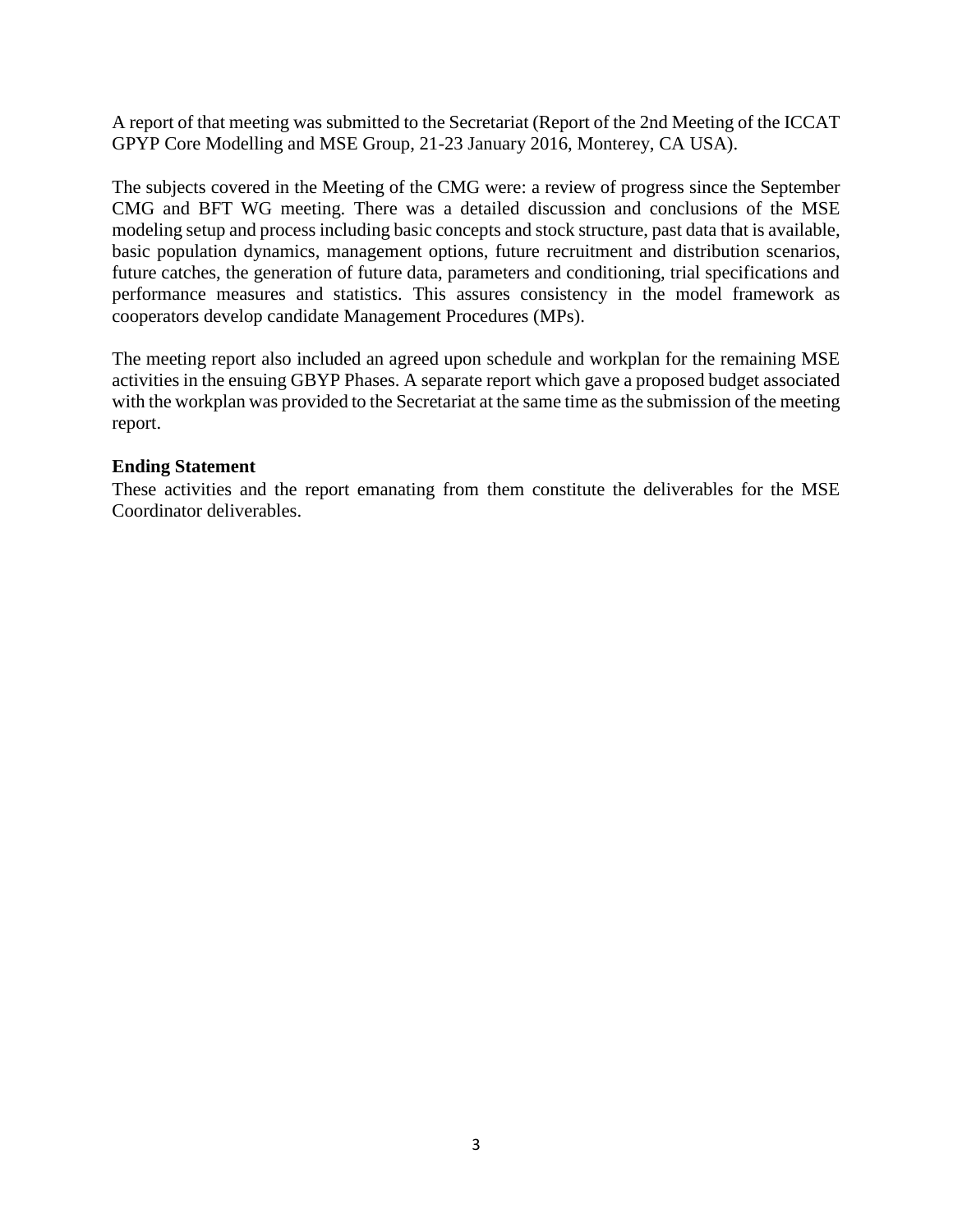A report of that meeting was submitted to the Secretariat (Report of the 2nd Meeting of the ICCAT GPYP Core Modelling and MSE Group, 21-23 January 2016, Monterey, CA USA).

The subjects covered in the Meeting of the CMG were: a review of progress since the September CMG and BFT WG meeting. There was a detailed discussion and conclusions of the MSE modeling setup and process including basic concepts and stock structure, past data that is available, basic population dynamics, management options, future recruitment and distribution scenarios, future catches, the generation of future data, parameters and conditioning, trial specifications and performance measures and statistics. This assures consistency in the model framework as cooperators develop candidate Management Procedures (MPs).

The meeting report also included an agreed upon schedule and workplan for the remaining MSE activities in the ensuing GBYP Phases. A separate report which gave a proposed budget associated with the workplan was provided to the Secretariat at the same time as the submission of the meeting report.

**Ending Statement**

These activities and the report emanating from them constitute the deliverables for the MSE Coordinator deliverables.